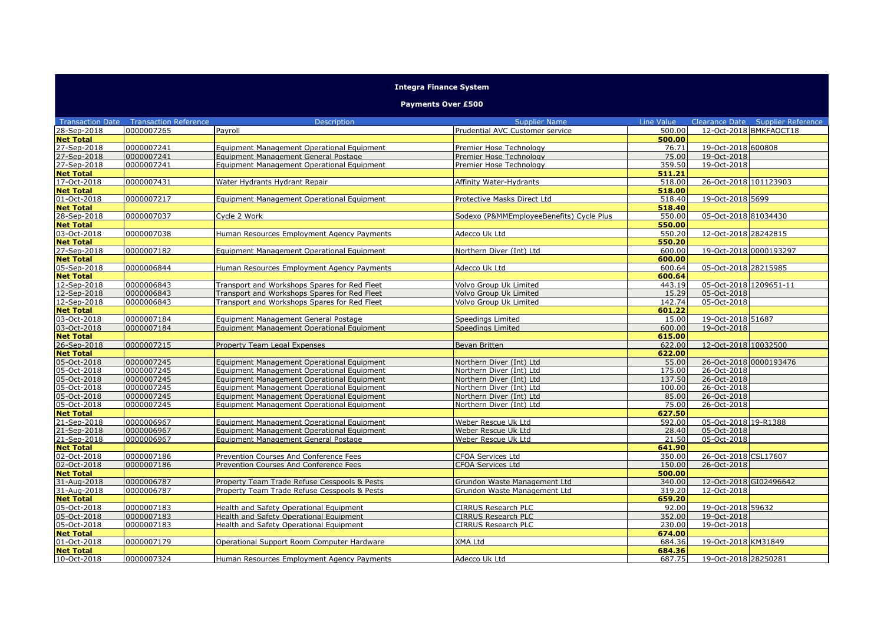# Integra Finance System

## Payments Over £500

| Transaction Date | Transaction Reference | Description | Supplier Name | Line Value | Clearance Date | Supplier Reference |
|---|---|---|---|---|---|---|
| 28-Sep-2018 | 0000007265 | Payroll | Prudential AVC Customer service | 500.00 | 12-Oct-2018 | BMKFAOCT18 |
| **Net Total** | | | | **500.00** | | |
| 27-Sep-2018 | 0000007241 | Equipment Management Operational Equipment | Premier Hose Technology | 76.71 | 19-Oct-2018 | 600808 |
| 27-Sep-2018 | 0000007241 | Equipment Management General Postage | Premier Hose Technology | 75.00 | 19-Oct-2018 | |
| 27-Sep-2018 | 0000007241 | Equipment Management Operational Equipment | Premier Hose Technology | 359.50 | 19-Oct-2018 | |
| **Net Total** | | | | **511.21** | | |
| 17-Oct-2018 | 0000007431 | Water Hydrants Hydrant Repair | Affinity Water-Hydrants | 518.00 | 26-Oct-2018 | 101123903 |
| **Net Total** | | | | **518.00** | | |
| 01-Oct-2018 | 0000007217 | Equipment Management Operational Equipment | Protective Masks Direct Ltd | 518.40 | 19-Oct-2018 | 5699 |
| **Net Total** | | | | **518.40** | | |
| 28-Sep-2018 | 0000007037 | Cycle 2 Work | Sodexo (P&MMEmployeeBenefits) Cycle Plus | 550.00 | 05-Oct-2018 | 81034430 |
| **Net Total** | | | | **550.00** | | |
| 03-Oct-2018 | 0000007038 | Human Resources Employment Agency Payments | Adecco Uk Ltd | 550.20 | 12-Oct-2018 | 28242815 |
| **Net Total** | | | | **550.20** | | |
| 27-Sep-2018 | 0000007182 | Equipment Management Operational Equipment | Northern Diver (Int) Ltd | 600.00 | 19-Oct-2018 | 0000193297 |
| **Net Total** | | | | **600.00** | | |
| 05-Sep-2018 | 0000006844 | Human Resources Employment Agency Payments | Adecco Uk Ltd | 600.64 | 05-Oct-2018 | 28215985 |
| **Net Total** | | | | **600.64** | | |
| 12-Sep-2018 | 0000006843 | Transport and Workshops Spares for Red Fleet | Volvo Group Uk Limited | 443.19 | 05-Oct-2018 | 1209651-11 |
| 12-Sep-2018 | 0000006843 | Transport and Workshops Spares for Red Fleet | Volvo Group Uk Limited | 15.29 | 05-Oct-2018 | |
| 12-Sep-2018 | 0000006843 | Transport and Workshops Spares for Red Fleet | Volvo Group Uk Limited | 142.74 | 05-Oct-2018 | |
| **Net Total** | | | | **601.22** | | |
| 03-Oct-2018 | 0000007184 | Equipment Management General Postage | Speedings Limited | 15.00 | 19-Oct-2018 | 51687 |
| 03-Oct-2018 | 0000007184 | Equipment Management Operational Equipment | Speedings Limited | 600.00 | 19-Oct-2018 | |
| **Net Total** | | | | **615.00** | | |
| 26-Sep-2018 | 0000007215 | Property Team Legal Expenses | Bevan Britten | 622.00 | 12-Oct-2018 | 10032500 |
| **Net Total** | | | | **622.00** | | |
| 05-Oct-2018 | 0000007245 | Equipment Management Operational Equipment | Northern Diver (Int) Ltd | 55.00 | 26-Oct-2018 | 0000193476 |
| 05-Oct-2018 | 0000007245 | Equipment Management Operational Equipment | Northern Diver (Int) Ltd | 175.00 | 26-Oct-2018 | |
| 05-Oct-2018 | 0000007245 | Equipment Management Operational Equipment | Northern Diver (Int) Ltd | 137.50 | 26-Oct-2018 | |
| 05-Oct-2018 | 0000007245 | Equipment Management Operational Equipment | Northern Diver (Int) Ltd | 100.00 | 26-Oct-2018 | |
| 05-Oct-2018 | 0000007245 | Equipment Management Operational Equipment | Northern Diver (Int) Ltd | 85.00 | 26-Oct-2018 | |
| 05-Oct-2018 | 0000007245 | Equipment Management Operational Equipment | Northern Diver (Int) Ltd | 75.00 | 26-Oct-2018 | |
| **Net Total** | | | | **627.50** | | |
| 21-Sep-2018 | 0000006967 | Equipment Management Operational Equipment | Weber Rescue Uk Ltd | 592.00 | 05-Oct-2018 | 19-R1388 |
| 21-Sep-2018 | 0000006967 | Equipment Management Operational Equipment | Weber Rescue Uk Ltd | 28.40 | 05-Oct-2018 | |
| 21-Sep-2018 | 0000006967 | Equipment Management General Postage | Weber Rescue Uk Ltd | 21.50 | 05-Oct-2018 | |
| **Net Total** | | | | **641.90** | | |
| 02-Oct-2018 | 0000007186 | Prevention Courses And Conference Fees | CFOA Services Ltd | 350.00 | 26-Oct-2018 | CSL17607 |
| 02-Oct-2018 | 0000007186 | Prevention Courses And Conference Fees | CFOA Services Ltd | 150.00 | 26-Oct-2018 | |
| **Net Total** | | | | **500.00** | | |
| 31-Aug-2018 | 0000006787 | Property Team Trade Refuse Cesspools & Pests | Grundon Waste Management Ltd | 340.00 | 12-Oct-2018 | GI02496642 |
| 31-Aug-2018 | 0000006787 | Property Team Trade Refuse Cesspools & Pests | Grundon Waste Management Ltd | 319.20 | 12-Oct-2018 | |
| **Net Total** | | | | **659.20** | | |
| 05-Oct-2018 | 0000007183 | Health and Safety Operational Equipment | CIRRUS Research PLC | 92.00 | 19-Oct-2018 | 59632 |
| 05-Oct-2018 | 0000007183 | Health and Safety Operational Equipment | CIRRUS Research PLC | 352.00 | 19-Oct-2018 | |
| 05-Oct-2018 | 0000007183 | Health and Safety Operational Equipment | CIRRUS Research PLC | 230.00 | 19-Oct-2018 | |
| **Net Total** | | | | **674.00** | | |
| 01-Oct-2018 | 0000007179 | Operational Support Room Computer Hardware | XMA Ltd | 684.36 | 19-Oct-2018 | KM31849 |
| **Net Total** | | | | **684.36** | | |
| 10-Oct-2018 | 0000007324 | Human Resources Employment Agency Payments | Adecco Uk Ltd | 687.75 | 19-Oct-2018 | 28250281 |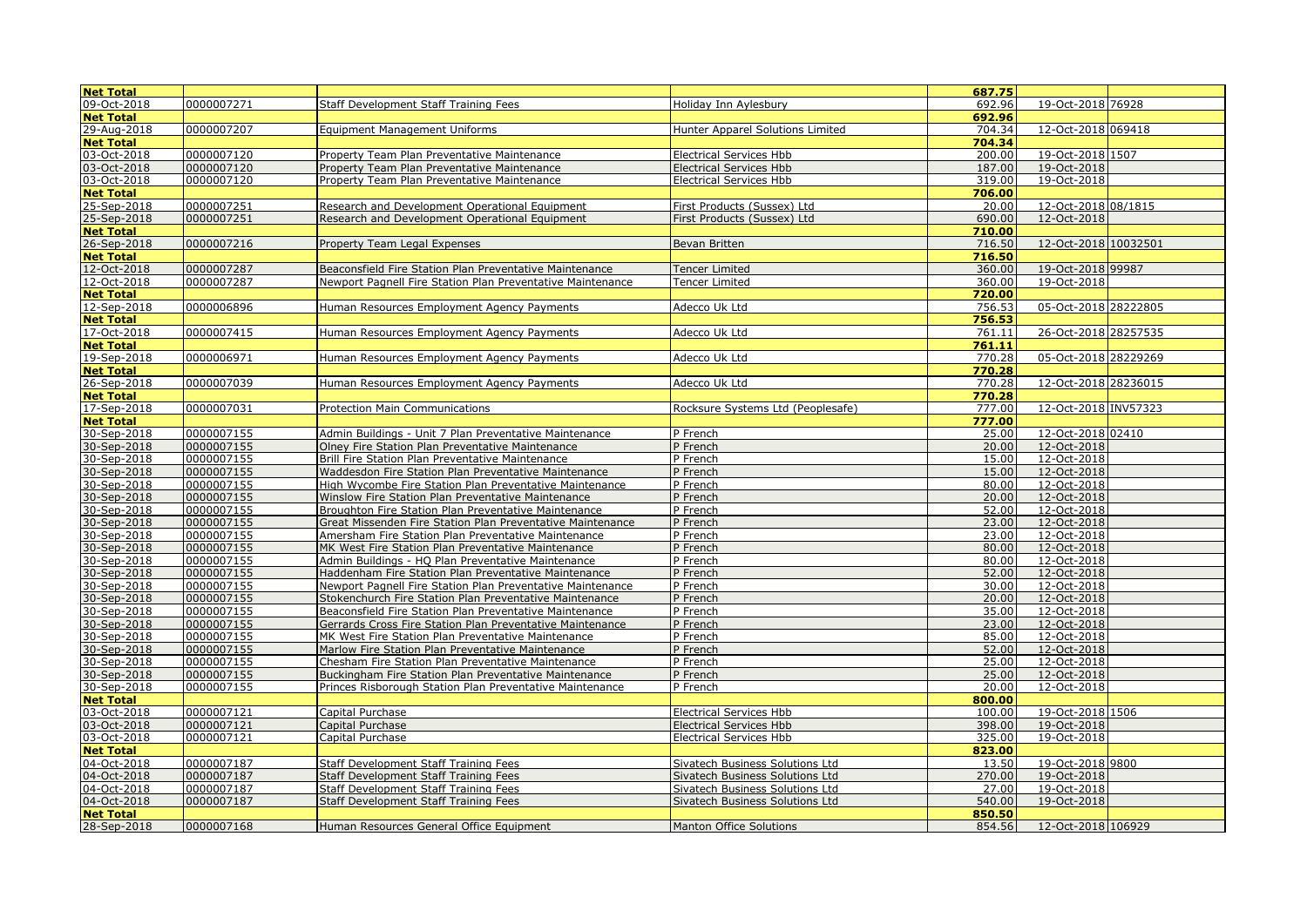| | | | | | | |
|---|---|---|---|---|---|---|
| **Net Total** | | | | **687.75** | | |
| 09-Oct-2018 | 0000007271 | Staff Development Staff Training Fees | Holiday Inn Aylesbury | 692.96 | 19-Oct-2018 | 76928 |
| **Net Total** | | | | **692.96** | | |
| 29-Aug-2018 | 0000007207 | Equipment Management Uniforms | Hunter Apparel Solutions Limited | 704.34 | 12-Oct-2018 | 069418 |
| **Net Total** | | | | **704.34** | | |
| 03-Oct-2018 | 0000007120 | Property Team Plan Preventative Maintenance | Electrical Services Hbb | 200.00 | 19-Oct-2018 | 1507 |
| 03-Oct-2018 | 0000007120 | Property Team Plan Preventative Maintenance | Electrical Services Hbb | 187.00 | 19-Oct-2018 | |
| 03-Oct-2018 | 0000007120 | Property Team Plan Preventative Maintenance | Electrical Services Hbb | 319.00 | 19-Oct-2018 | |
| **Net Total** | | | | **706.00** | | |
| 25-Sep-2018 | 0000007251 | Research and Development Operational Equipment | First Products (Sussex) Ltd | 20.00 | 12-Oct-2018 | 08/1815 |
| 25-Sep-2018 | 0000007251 | Research and Development Operational Equipment | First Products (Sussex) Ltd | 690.00 | 12-Oct-2018 | |
| **Net Total** | | | | **710.00** | | |
| 26-Sep-2018 | 0000007216 | Property Team Legal Expenses | Bevan Britten | 716.50 | 12-Oct-2018 | 10032501 |
| **Net Total** | | | | **716.50** | | |
| 12-Oct-2018 | 0000007287 | Beaconsfield Fire Station Plan Preventative Maintenance | Tencer Limited | 360.00 | 19-Oct-2018 | 99987 |
| 12-Oct-2018 | 0000007287 | Newport Pagnell Fire Station Plan Preventative Maintenance | Tencer Limited | 360.00 | 19-Oct-2018 | |
| **Net Total** | | | | **720.00** | | |
| 12-Sep-2018 | 0000006896 | Human Resources Employment Agency Payments | Adecco Uk Ltd | 756.53 | 05-Oct-2018 | 28222805 |
| **Net Total** | | | | **756.53** | | |
| 17-Oct-2018 | 0000007415 | Human Resources Employment Agency Payments | Adecco Uk Ltd | 761.11 | 26-Oct-2018 | 28257535 |
| **Net Total** | | | | **761.11** | | |
| 19-Sep-2018 | 0000006971 | Human Resources Employment Agency Payments | Adecco Uk Ltd | 770.28 | 05-Oct-2018 | 28229269 |
| **Net Total** | | | | **770.28** | | |
| 26-Sep-2018 | 0000007039 | Human Resources Employment Agency Payments | Adecco Uk Ltd | 770.28 | 12-Oct-2018 | 28236015 |
| **Net Total** | | | | **770.28** | | |
| 17-Sep-2018 | 0000007031 | Protection Main Communications | Rocksure Systems Ltd (Peoplesafe) | 777.00 | 12-Oct-2018 | INV57323 |
| **Net Total** | | | | **777.00** | | |
| 30-Sep-2018 | 0000007155 | Admin Buildings - Unit 7 Plan Preventative Maintenance | P French | 25.00 | 12-Oct-2018 | 02410 |
| 30-Sep-2018 | 0000007155 | Olney Fire Station Plan Preventative Maintenance | P French | 20.00 | 12-Oct-2018 | |
| 30-Sep-2018 | 0000007155 | Brill Fire Station Plan Preventative Maintenance | P French | 15.00 | 12-Oct-2018 | |
| 30-Sep-2018 | 0000007155 | Waddesdon Fire Station Plan Preventative Maintenance | P French | 15.00 | 12-Oct-2018 | |
| 30-Sep-2018 | 0000007155 | High Wycombe Fire Station Plan Preventative Maintenance | P French | 80.00 | 12-Oct-2018 | |
| 30-Sep-2018 | 0000007155 | Winslow Fire Station Plan Preventative Maintenance | P French | 20.00 | 12-Oct-2018 | |
| 30-Sep-2018 | 0000007155 | Broughton Fire Station Plan Preventative Maintenance | P French | 52.00 | 12-Oct-2018 | |
| 30-Sep-2018 | 0000007155 | Great Missenden Fire Station Plan Preventative Maintenance | P French | 23.00 | 12-Oct-2018 | |
| 30-Sep-2018 | 0000007155 | Amersham Fire Station Plan Preventative Maintenance | P French | 23.00 | 12-Oct-2018 | |
| 30-Sep-2018 | 0000007155 | MK West Fire Station Plan Preventative Maintenance | P French | 80.00 | 12-Oct-2018 | |
| 30-Sep-2018 | 0000007155 | Admin Buildings - HQ Plan Preventative Maintenance | P French | 80.00 | 12-Oct-2018 | |
| 30-Sep-2018 | 0000007155 | Haddenham Fire Station Plan Preventative Maintenance | P French | 52.00 | 12-Oct-2018 | |
| 30-Sep-2018 | 0000007155 | Newport Pagnell Fire Station Plan Preventative Maintenance | P French | 30.00 | 12-Oct-2018 | |
| 30-Sep-2018 | 0000007155 | Stokenchurch Fire Station Plan Preventative Maintenance | P French | 20.00 | 12-Oct-2018 | |
| 30-Sep-2018 | 0000007155 | Beaconsfield Fire Station Plan Preventative Maintenance | P French | 35.00 | 12-Oct-2018 | |
| 30-Sep-2018 | 0000007155 | Gerrards Cross Fire Station Plan Preventative Maintenance | P French | 23.00 | 12-Oct-2018 | |
| 30-Sep-2018 | 0000007155 | MK West Fire Station Plan Preventative Maintenance | P French | 85.00 | 12-Oct-2018 | |
| 30-Sep-2018 | 0000007155 | Marlow Fire Station Plan Preventative Maintenance | P French | 52.00 | 12-Oct-2018 | |
| 30-Sep-2018 | 0000007155 | Chesham Fire Station Plan Preventative Maintenance | P French | 25.00 | 12-Oct-2018 | |
| 30-Sep-2018 | 0000007155 | Buckingham Fire Station Plan Preventative Maintenance | P French | 25.00 | 12-Oct-2018 | |
| 30-Sep-2018 | 0000007155 | Princes Risborough Station Plan Preventative Maintenance | P French | 20.00 | 12-Oct-2018 | |
| **Net Total** | | | | **800.00** | | |
| 03-Oct-2018 | 0000007121 | Capital Purchase | Electrical Services Hbb | 100.00 | 19-Oct-2018 | 1506 |
| 03-Oct-2018 | 0000007121 | Capital Purchase | Electrical Services Hbb | 398.00 | 19-Oct-2018 | |
| 03-Oct-2018 | 0000007121 | Capital Purchase | Electrical Services Hbb | 325.00 | 19-Oct-2018 | |
| **Net Total** | | | | **823.00** | | |
| 04-Oct-2018 | 0000007187 | Staff Development Staff Training Fees | Sivatech Business Solutions Ltd | 13.50 | 19-Oct-2018 | 9800 |
| 04-Oct-2018 | 0000007187 | Staff Development Staff Training Fees | Sivatech Business Solutions Ltd | 270.00 | 19-Oct-2018 | |
| 04-Oct-2018 | 0000007187 | Staff Development Staff Training Fees | Sivatech Business Solutions Ltd | 27.00 | 19-Oct-2018 | |
| 04-Oct-2018 | 0000007187 | Staff Development Staff Training Fees | Sivatech Business Solutions Ltd | 540.00 | 19-Oct-2018 | |
| **Net Total** | | | | **850.50** | | |
| 28-Sep-2018 | 0000007168 | Human Resources General Office Equipment | Manton Office Solutions | 854.56 | 12-Oct-2018 | 106929 |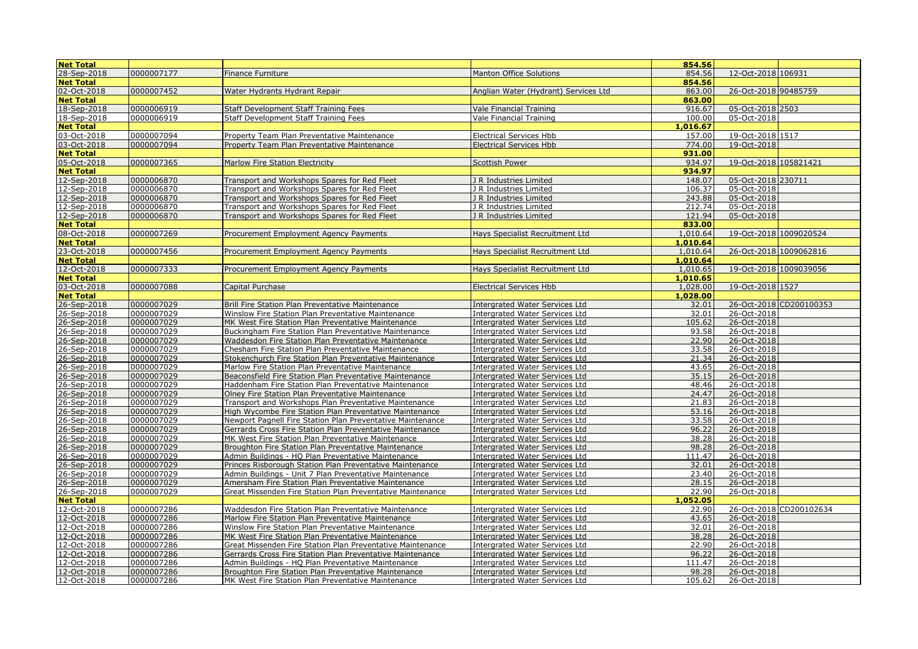| Net Total | | | | 854.56 | | |
|---|---|---|---|---|---|---|
| 28-Sep-2018 | 0000007177 | Finance Furniture | Manton Office Solutions | 854.56 | 12-Oct-2018 | 106931 |
| **Net Total** | | | | **854.56** | | |
| 02-Oct-2018 | 0000007452 | Water Hydrants Hydrant Repair | Anglian Water (Hydrant) Services Ltd | 863.00 | 26-Oct-2018 | 90485759 |
| **Net Total** | | | | **863.00** | | |
| 18-Sep-2018 | 0000006919 | Staff Development Staff Training Fees | Vale Financial Training | 916.67 | 05-Oct-2018 | 2503 |
| 18-Sep-2018 | 0000006919 | Staff Development Staff Training Fees | Vale Financial Training | 100.00 | 05-Oct-2018 | |
| **Net Total** | | | | **1,016.67** | | |
| 03-Oct-2018 | 0000007094 | Property Team Plan Preventative Maintenance | Electrical Services Hbb | 157.00 | 19-Oct-2018 | 1517 |
| 03-Oct-2018 | 0000007094 | Property Team Plan Preventative Maintenance | Electrical Services Hbb | 774.00 | 19-Oct-2018 | |
| **Net Total** | | | | **931.00** | | |
| 05-Oct-2018 | 0000007365 | Marlow Fire Station Electricity | Scottish Power | 934.97 | 19-Oct-2018 | 105821421 |
| **Net Total** | | | | **934.97** | | |
| 12-Sep-2018 | 0000006870 | Transport and Workshops Spares for Red Fleet | J R Industries Limited | 148.07 | 05-Oct-2018 | 230711 |
| 12-Sep-2018 | 0000006870 | Transport and Workshops Spares for Red Fleet | J R Industries Limited | 106.37 | 05-Oct-2018 | |
| 12-Sep-2018 | 0000006870 | Transport and Workshops Spares for Red Fleet | J R Industries Limited | 243.88 | 05-Oct-2018 | |
| 12-Sep-2018 | 0000006870 | Transport and Workshops Spares for Red Fleet | J R Industries Limited | 212.74 | 05-Oct-2018 | |
| 12-Sep-2018 | 0000006870 | Transport and Workshops Spares for Red Fleet | J R Industries Limited | 121.94 | 05-Oct-2018 | |
| **Net Total** | | | | **833.00** | | |
| 08-Oct-2018 | 0000007269 | Procurement Employment Agency Payments | Hays Specialist Recruitment Ltd | 1,010.64 | 19-Oct-2018 | 1009020524 |
| **Net Total** | | | | **1,010.64** | | |
| 23-Oct-2018 | 0000007456 | Procurement Employment Agency Payments | Hays Specialist Recruitment Ltd | 1,010.64 | 26-Oct-2018 | 1009062816 |
| **Net Total** | | | | **1,010.64** | | |
| 12-Oct-2018 | 0000007333 | Procurement Employment Agency Payments | Hays Specialist Recruitment Ltd | 1,010.65 | 19-Oct-2018 | 1009039056 |
| **Net Total** | | | | **1,010.65** | | |
| 03-Oct-2018 | 0000007088 | Capital Purchase | Electrical Services Hbb | 1,028.00 | 19-Oct-2018 | 1527 |
| **Net Total** | | | | **1,028.00** | | |
| 26-Sep-2018 | 0000007029 | Brill Fire Station Plan Preventative Maintenance | Intergrated Water Services Ltd | 32.01 | 26-Oct-2018 | CD200100353 |
| 26-Sep-2018 | 0000007029 | Winslow Fire Station Plan Preventative Maintenance | Intergrated Water Services Ltd | 32.01 | 26-Oct-2018 | |
| 26-Sep-2018 | 0000007029 | MK West Fire Station Plan Preventative Maintenance | Intergrated Water Services Ltd | 105.62 | 26-Oct-2018 | |
| 26-Sep-2018 | 0000007029 | Buckingham Fire Station Plan Preventative Maintenance | Intergrated Water Services Ltd | 93.58 | 26-Oct-2018 | |
| 26-Sep-2018 | 0000007029 | Waddesdon Fire Station Plan Preventative Maintenance | Intergrated Water Services Ltd | 22.90 | 26-Oct-2018 | |
| 26-Sep-2018 | 0000007029 | Chesham Fire Station Plan Preventative Maintenance | Intergrated Water Services Ltd | 33.58 | 26-Oct-2018 | |
| 26-Sep-2018 | 0000007029 | Stokenchurch Fire Station Plan Preventative Maintenance | Intergrated Water Services Ltd | 21.34 | 26-Oct-2018 | |
| 26-Sep-2018 | 0000007029 | Marlow Fire Station Plan Preventative Maintenance | Intergrated Water Services Ltd | 43.65 | 26-Oct-2018 | |
| 26-Sep-2018 | 0000007029 | Beaconsfield Fire Station Plan Preventative Maintenance | Intergrated Water Services Ltd | 35.15 | 26-Oct-2018 | |
| 26-Sep-2018 | 0000007029 | Haddenham Fire Station Plan Preventative Maintenance | Intergrated Water Services Ltd | 48.46 | 26-Oct-2018 | |
| 26-Sep-2018 | 0000007029 | Olney Fire Station Plan Preventative Maintenance | Intergrated Water Services Ltd | 24.47 | 26-Oct-2018 | |
| 26-Sep-2018 | 0000007029 | Transport and Workshops Plan Preventative Maintenance | Intergrated Water Services Ltd | 21.83 | 26-Oct-2018 | |
| 26-Sep-2018 | 0000007029 | High Wycombe Fire Station Plan Preventative Maintenance | Intergrated Water Services Ltd | 53.16 | 26-Oct-2018 | |
| 26-Sep-2018 | 0000007029 | Newport Pagnell Fire Station Plan Preventative Maintenance | Intergrated Water Services Ltd | 33.58 | 26-Oct-2018 | |
| 26-Sep-2018 | 0000007029 | Gerrards Cross Fire Station Plan Preventative Maintenance | Intergrated Water Services Ltd | 96.22 | 26-Oct-2018 | |
| 26-Sep-2018 | 0000007029 | MK West Fire Station Plan Preventative Maintenance | Intergrated Water Services Ltd | 38.28 | 26-Oct-2018 | |
| 26-Sep-2018 | 0000007029 | Broughton Fire Station Plan Preventative Maintenance | Intergrated Water Services Ltd | 98.28 | 26-Oct-2018 | |
| 26-Sep-2018 | 0000007029 | Admin Buildings - HQ Plan Preventative Maintenance | Intergrated Water Services Ltd | 111.47 | 26-Oct-2018 | |
| 26-Sep-2018 | 0000007029 | Princes Risborough Station Plan Preventative Maintenance | Intergrated Water Services Ltd | 32.01 | 26-Oct-2018 | |
| 26-Sep-2018 | 0000007029 | Admin Buildings - Unit 7 Plan Preventative Maintenance | Intergrated Water Services Ltd | 23.40 | 26-Oct-2018 | |
| 26-Sep-2018 | 0000007029 | Amersham Fire Station Plan Preventative Maintenance | Intergrated Water Services Ltd | 28.15 | 26-Oct-2018 | |
| 26-Sep-2018 | 0000007029 | Great Missenden Fire Station Plan Preventative Maintenance | Intergrated Water Services Ltd | 22.90 | 26-Oct-2018 | |
| **Net Total** | | | | **1,052.05** | | |
| 12-Oct-2018 | 0000007286 | Waddesdon Fire Station Plan Preventative Maintenance | Intergrated Water Services Ltd | 22.90 | 26-Oct-2018 | CD200102634 |
| 12-Oct-2018 | 0000007286 | Marlow Fire Station Plan Preventative Maintenance | Intergrated Water Services Ltd | 43.65 | 26-Oct-2018 | |
| 12-Oct-2018 | 0000007286 | Winslow Fire Station Plan Preventative Maintenance | Intergrated Water Services Ltd | 32.01 | 26-Oct-2018 | |
| 12-Oct-2018 | 0000007286 | MK West Fire Station Plan Preventative Maintenance | Intergrated Water Services Ltd | 38.28 | 26-Oct-2018 | |
| 12-Oct-2018 | 0000007286 | Great Missenden Fire Station Plan Preventative Maintenance | Intergrated Water Services Ltd | 22.90 | 26-Oct-2018 | |
| 12-Oct-2018 | 0000007286 | Gerrards Cross Fire Station Plan Preventative Maintenance | Intergrated Water Services Ltd | 96.22 | 26-Oct-2018 | |
| 12-Oct-2018 | 0000007286 | Admin Buildings - HQ Plan Preventative Maintenance | Intergrated Water Services Ltd | 111.47 | 26-Oct-2018 | |
| 12-Oct-2018 | 0000007286 | Broughton Fire Station Plan Preventative Maintenance | Intergrated Water Services Ltd | 98.28 | 26-Oct-2018 | |
| 12-Oct-2018 | 0000007286 | MK West Fire Station Plan Preventative Maintenance | Intergrated Water Services Ltd | 105.62 | 26-Oct-2018 | |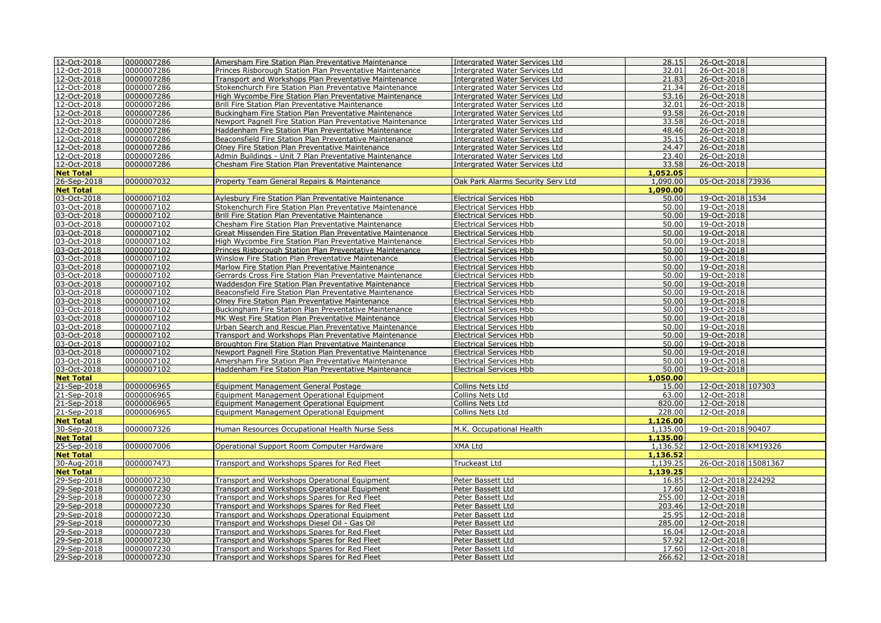| 12-Oct-2018 | 0000007286 | Amersham Fire Station Plan Preventative Maintenance | Intergrated Water Services Ltd | 28.15 | 26-Oct-2018 | |
|---|---|---|---|---|---|---|
| 12-Oct-2018 | 0000007286 | Princes Risborough Station Plan Preventative Maintenance | Intergrated Water Services Ltd | 32.01 | 26-Oct-2018 | |
| 12-Oct-2018 | 0000007286 | Transport and Workshops Plan Preventative Maintenance | Intergrated Water Services Ltd | 21.83 | 26-Oct-2018 | |
| 12-Oct-2018 | 0000007286 | Stokenchurch Fire Station Plan Preventative Maintenance | Intergrated Water Services Ltd | 21.34 | 26-Oct-2018 | |
| 12-Oct-2018 | 0000007286 | High Wycombe Fire Station Plan Preventative Maintenance | Intergrated Water Services Ltd | 53.16 | 26-Oct-2018 | |
| 12-Oct-2018 | 0000007286 | Brill Fire Station Plan Preventative Maintenance | Intergrated Water Services Ltd | 32.01 | 26-Oct-2018 | |
| 12-Oct-2018 | 0000007286 | Buckingham Fire Station Plan Preventative Maintenance | Intergrated Water Services Ltd | 93.58 | 26-Oct-2018 | |
| 12-Oct-2018 | 0000007286 | Newport Pagnell Fire Station Plan Preventative Maintenance | Intergrated Water Services Ltd | 33.58 | 26-Oct-2018 | |
| 12-Oct-2018 | 0000007286 | Haddenham Fire Station Plan Preventative Maintenance | Intergrated Water Services Ltd | 48.46 | 26-Oct-2018 | |
| 12-Oct-2018 | 0000007286 | Beaconsfield Fire Station Plan Preventative Maintenance | Intergrated Water Services Ltd | 35.15 | 26-Oct-2018 | |
| 12-Oct-2018 | 0000007286 | Olney Fire Station Plan Preventative Maintenance | Intergrated Water Services Ltd | 24.47 | 26-Oct-2018 | |
| 12-Oct-2018 | 0000007286 | Admin Buildings - Unit 7 Plan Preventative Maintenance | Intergrated Water Services Ltd | 23.40 | 26-Oct-2018 | |
| 12-Oct-2018 | 0000007286 | Chesham Fire Station Plan Preventative Maintenance | Intergrated Water Services Ltd | 33.58 | 26-Oct-2018 | |
| **Net Total** | | | | **1,052.05** | | |
| 26-Sep-2018 | 0000007032 | Property Team General Repairs & Maintenance | Oak Park Alarms Security Serv Ltd | 1,090.00 | 05-Oct-2018 | 73936 |
| **Net Total** | | | | **1,090.00** | | |
| 03-Oct-2018 | 0000007102 | Aylesbury Fire Station Plan Preventative Maintenance | Electrical Services Hbb | 50.00 | 19-Oct-2018 | 1534 |
| 03-Oct-2018 | 0000007102 | Stokenchurch Fire Station Plan Preventative Maintenance | Electrical Services Hbb | 50.00 | 19-Oct-2018 | |
| 03-Oct-2018 | 0000007102 | Brill Fire Station Plan Preventative Maintenance | Electrical Services Hbb | 50.00 | 19-Oct-2018 | |
| 03-Oct-2018 | 0000007102 | Chesham Fire Station Plan Preventative Maintenance | Electrical Services Hbb | 50.00 | 19-Oct-2018 | |
| 03-Oct-2018 | 0000007102 | Great Missenden Fire Station Plan Preventative Maintenance | Electrical Services Hbb | 50.00 | 19-Oct-2018 | |
| 03-Oct-2018 | 0000007102 | High Wycombe Fire Station Plan Preventative Maintenance | Electrical Services Hbb | 50.00 | 19-Oct-2018 | |
| 03-Oct-2018 | 0000007102 | Princes Risborough Station Plan Preventative Maintenance | Electrical Services Hbb | 50.00 | 19-Oct-2018 | |
| 03-Oct-2018 | 0000007102 | Winslow Fire Station Plan Preventative Maintenance | Electrical Services Hbb | 50.00 | 19-Oct-2018 | |
| 03-Oct-2018 | 0000007102 | Marlow Fire Station Plan Preventative Maintenance | Electrical Services Hbb | 50.00 | 19-Oct-2018 | |
| 03-Oct-2018 | 0000007102 | Gerrards Cross Fire Station Plan Preventative Maintenance | Electrical Services Hbb | 50.00 | 19-Oct-2018 | |
| 03-Oct-2018 | 0000007102 | Waddesdon Fire Station Plan Preventative Maintenance | Electrical Services Hbb | 50.00 | 19-Oct-2018 | |
| 03-Oct-2018 | 0000007102 | Beaconsfield Fire Station Plan Preventative Maintenance | Electrical Services Hbb | 50.00 | 19-Oct-2018 | |
| 03-Oct-2018 | 0000007102 | Olney Fire Station Plan Preventative Maintenance | Electrical Services Hbb | 50.00 | 19-Oct-2018 | |
| 03-Oct-2018 | 0000007102 | Buckingham Fire Station Plan Preventative Maintenance | Electrical Services Hbb | 50.00 | 19-Oct-2018 | |
| 03-Oct-2018 | 0000007102 | MK West Fire Station Plan Preventative Maintenance | Electrical Services Hbb | 50.00 | 19-Oct-2018 | |
| 03-Oct-2018 | 0000007102 | Urban Search and Rescue Plan Preventative Maintenance | Electrical Services Hbb | 50.00 | 19-Oct-2018 | |
| 03-Oct-2018 | 0000007102 | Transport and Workshops Plan Preventative Maintenance | Electrical Services Hbb | 50.00 | 19-Oct-2018 | |
| 03-Oct-2018 | 0000007102 | Broughton Fire Station Plan Preventative Maintenance | Electrical Services Hbb | 50.00 | 19-Oct-2018 | |
| 03-Oct-2018 | 0000007102 | Newport Pagnell Fire Station Plan Preventative Maintenance | Electrical Services Hbb | 50.00 | 19-Oct-2018 | |
| 03-Oct-2018 | 0000007102 | Amersham Fire Station Plan Preventative Maintenance | Electrical Services Hbb | 50.00 | 19-Oct-2018 | |
| 03-Oct-2018 | 0000007102 | Haddenham Fire Station Plan Preventative Maintenance | Electrical Services Hbb | 50.00 | 19-Oct-2018 | |
| **Net Total** | | | | **1,050.00** | | |
| 21-Sep-2018 | 0000006965 | Equipment Management General Postage | Collins Nets Ltd | 15.00 | 12-Oct-2018 | 107303 |
| 21-Sep-2018 | 0000006965 | Equipment Management Operational Equipment | Collins Nets Ltd | 63.00 | 12-Oct-2018 | |
| 21-Sep-2018 | 0000006965 | Equipment Management Operational Equipment | Collins Nets Ltd | 820.00 | 12-Oct-2018 | |
| 21-Sep-2018 | 0000006965 | Equipment Management Operational Equipment | Collins Nets Ltd | 228.00 | 12-Oct-2018 | |
| **Net Total** | | | | **1,126.00** | | |
| 30-Sep-2018 | 0000007326 | Human Resources Occupational Health Nurse Sess | M.K. Occupational Health | 1,135.00 | 19-Oct-2018 | 90407 |
| **Net Total** | | | | **1,135.00** | | |
| 25-Sep-2018 | 0000007006 | Operational Support Room Computer Hardware | XMA Ltd | 1,136.52 | 12-Oct-2018 | KM19326 |
| **Net Total** | | | | **1,136.52** | | |
| 30-Aug-2018 | 0000007473 | Transport and Workshops Spares for Red Fleet | Truckeast Ltd | 1,139.25 | 26-Oct-2018 | 15081367 |
| **Net Total** | | | | **1,139.25** | | |
| 29-Sep-2018 | 0000007230 | Transport and Workshops Operational Equipment | Peter Bassett Ltd | 16.85 | 12-Oct-2018 | 224292 |
| 29-Sep-2018 | 0000007230 | Transport and Workshops Operational Equipment | Peter Bassett Ltd | 17.60 | 12-Oct-2018 | |
| 29-Sep-2018 | 0000007230 | Transport and Workshops Spares for Red Fleet | Peter Bassett Ltd | 255.00 | 12-Oct-2018 | |
| 29-Sep-2018 | 0000007230 | Transport and Workshops Spares for Red Fleet | Peter Bassett Ltd | 203.46 | 12-Oct-2018 | |
| 29-Sep-2018 | 0000007230 | Transport and Workshops Operational Equipment | Peter Bassett Ltd | 25.95 | 12-Oct-2018 | |
| 29-Sep-2018 | 0000007230 | Transport and Workshops Diesel Oil - Gas Oil | Peter Bassett Ltd | 285.00 | 12-Oct-2018 | |
| 29-Sep-2018 | 0000007230 | Transport and Workshops Spares for Red Fleet | Peter Bassett Ltd | 16.04 | 12-Oct-2018 | |
| 29-Sep-2018 | 0000007230 | Transport and Workshops Spares for Red Fleet | Peter Bassett Ltd | 57.92 | 12-Oct-2018 | |
| 29-Sep-2018 | 0000007230 | Transport and Workshops Spares for Red Fleet | Peter Bassett Ltd | 17.60 | 12-Oct-2018 | |
| 29-Sep-2018 | 0000007230 | Transport and Workshops Spares for Red Fleet | Peter Bassett Ltd | 266.62 | 12-Oct-2018 | |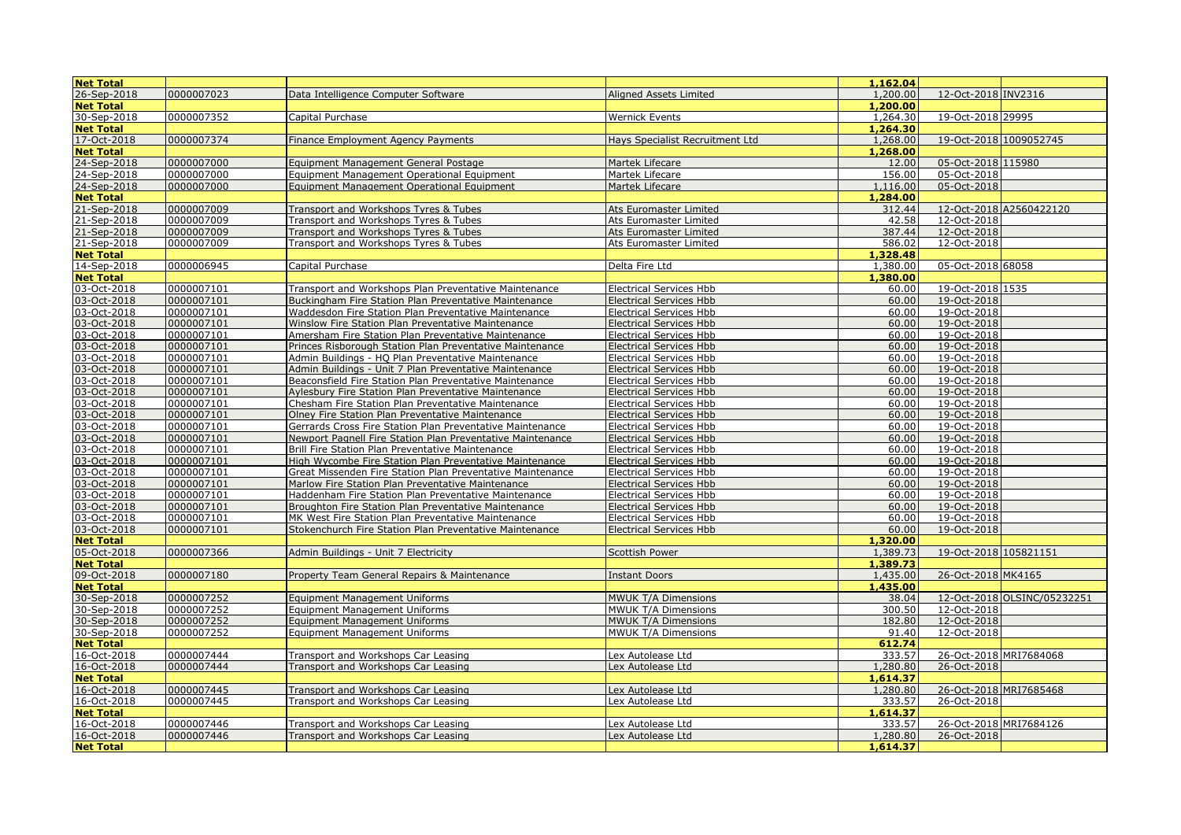| Net Total | | | | 1,162.04 | | |
|---|---|---|---|---|---|---|
| 26-Sep-2018 | 0000007023 | Data Intelligence Computer Software | Aligned Assets Limited | 1,200.00 | 12-Oct-2018 | INV2316 |
| **Net Total** | | | | **1,200.00** | | |
| 30-Sep-2018 | 0000007352 | Capital Purchase | Wernick Events | 1,264.30 | 19-Oct-2018 | 29995 |
| **Net Total** | | | | **1,264.30** | | |
| 17-Oct-2018 | 0000007374 | Finance Employment Agency Payments | Hays Specialist Recruitment Ltd | 1,268.00 | 19-Oct-2018 | 1009052745 |
| **Net Total** | | | | **1,268.00** | | |
| 24-Sep-2018 | 0000007000 | Equipment Management General Postage | Martek Lifecare | 12.00 | 05-Oct-2018 | 115980 |
| 24-Sep-2018 | 0000007000 | Equipment Management Operational Equipment | Martek Lifecare | 156.00 | 05-Oct-2018 | |
| 24-Sep-2018 | 0000007000 | Equipment Management Operational Equipment | Martek Lifecare | 1,116.00 | 05-Oct-2018 | |
| **Net Total** | | | | **1,284.00** | | |
| 21-Sep-2018 | 0000007009 | Transport and Workshops Tyres & Tubes | Ats Euromaster Limited | 312.44 | 12-Oct-2018 | A2560422120 |
| 21-Sep-2018 | 0000007009 | Transport and Workshops Tyres & Tubes | Ats Euromaster Limited | 42.58 | 12-Oct-2018 | |
| 21-Sep-2018 | 0000007009 | Transport and Workshops Tyres & Tubes | Ats Euromaster Limited | 387.44 | 12-Oct-2018 | |
| 21-Sep-2018 | 0000007009 | Transport and Workshops Tyres & Tubes | Ats Euromaster Limited | 586.02 | 12-Oct-2018 | |
| **Net Total** | | | | **1,328.48** | | |
| 14-Sep-2018 | 0000006945 | Capital Purchase | Delta Fire Ltd | 1,380.00 | 05-Oct-2018 | 68058 |
| **Net Total** | | | | **1,380.00** | | |
| 03-Oct-2018 | 0000007101 | Transport and Workshops Plan Preventative Maintenance | Electrical Services Hbb | 60.00 | 19-Oct-2018 | 1535 |
| 03-Oct-2018 | 0000007101 | Buckingham Fire Station Plan Preventative Maintenance | Electrical Services Hbb | 60.00 | 19-Oct-2018 | |
| 03-Oct-2018 | 0000007101 | Waddesdon Fire Station Plan Preventative Maintenance | Electrical Services Hbb | 60.00 | 19-Oct-2018 | |
| 03-Oct-2018 | 0000007101 | Winslow Fire Station Plan Preventative Maintenance | Electrical Services Hbb | 60.00 | 19-Oct-2018 | |
| 03-Oct-2018 | 0000007101 | Amersham Fire Station Plan Preventative Maintenance | Electrical Services Hbb | 60.00 | 19-Oct-2018 | |
| 03-Oct-2018 | 0000007101 | Princes Risborough Station Plan Preventative Maintenance | Electrical Services Hbb | 60.00 | 19-Oct-2018 | |
| 03-Oct-2018 | 0000007101 | Admin Buildings - HQ Plan Preventative Maintenance | Electrical Services Hbb | 60.00 | 19-Oct-2018 | |
| 03-Oct-2018 | 0000007101 | Admin Buildings - Unit 7 Plan Preventative Maintenance | Electrical Services Hbb | 60.00 | 19-Oct-2018 | |
| 03-Oct-2018 | 0000007101 | Beaconsfield Fire Station Plan Preventative Maintenance | Electrical Services Hbb | 60.00 | 19-Oct-2018 | |
| 03-Oct-2018 | 0000007101 | Aylesbury Fire Station Plan Preventative Maintenance | Electrical Services Hbb | 60.00 | 19-Oct-2018 | |
| 03-Oct-2018 | 0000007101 | Chesham Fire Station Plan Preventative Maintenance | Electrical Services Hbb | 60.00 | 19-Oct-2018 | |
| 03-Oct-2018 | 0000007101 | Olney Fire Station Plan Preventative Maintenance | Electrical Services Hbb | 60.00 | 19-Oct-2018 | |
| 03-Oct-2018 | 0000007101 | Gerrards Cross Fire Station Plan Preventative Maintenance | Electrical Services Hbb | 60.00 | 19-Oct-2018 | |
| 03-Oct-2018 | 0000007101 | Newport Pagnell Fire Station Plan Preventative Maintenance | Electrical Services Hbb | 60.00 | 19-Oct-2018 | |
| 03-Oct-2018 | 0000007101 | Brill Fire Station Plan Preventative Maintenance | Electrical Services Hbb | 60.00 | 19-Oct-2018 | |
| 03-Oct-2018 | 0000007101 | High Wycombe Fire Station Plan Preventative Maintenance | Electrical Services Hbb | 60.00 | 19-Oct-2018 | |
| 03-Oct-2018 | 0000007101 | Great Missenden Fire Station Plan Preventative Maintenance | Electrical Services Hbb | 60.00 | 19-Oct-2018 | |
| 03-Oct-2018 | 0000007101 | Marlow Fire Station Plan Preventative Maintenance | Electrical Services Hbb | 60.00 | 19-Oct-2018 | |
| 03-Oct-2018 | 0000007101 | Haddenham Fire Station Plan Preventative Maintenance | Electrical Services Hbb | 60.00 | 19-Oct-2018 | |
| 03-Oct-2018 | 0000007101 | Broughton Fire Station Plan Preventative Maintenance | Electrical Services Hbb | 60.00 | 19-Oct-2018 | |
| 03-Oct-2018 | 0000007101 | MK West Fire Station Plan Preventative Maintenance | Electrical Services Hbb | 60.00 | 19-Oct-2018 | |
| 03-Oct-2018 | 0000007101 | Stokenchurch Fire Station Plan Preventative Maintenance | Electrical Services Hbb | 60.00 | 19-Oct-2018 | |
| **Net Total** | | | | **1,320.00** | | |
| 05-Oct-2018 | 0000007366 | Admin Buildings - Unit 7 Electricity | Scottish Power | 1,389.73 | 19-Oct-2018 | 105821151 |
| **Net Total** | | | | **1,389.73** | | |
| 09-Oct-2018 | 0000007180 | Property Team General Repairs & Maintenance | Instant Doors | 1,435.00 | 26-Oct-2018 | MK4165 |
| **Net Total** | | | | **1,435.00** | | |
| 30-Sep-2018 | 0000007252 | Equipment Management Uniforms | MWUK T/A Dimensions | 38.04 | 12-Oct-2018 | OLSINC/05232251 |
| 30-Sep-2018 | 0000007252 | Equipment Management Uniforms | MWUK T/A Dimensions | 300.50 | 12-Oct-2018 | |
| 30-Sep-2018 | 0000007252 | Equipment Management Uniforms | MWUK T/A Dimensions | 182.80 | 12-Oct-2018 | |
| 30-Sep-2018 | 0000007252 | Equipment Management Uniforms | MWUK T/A Dimensions | 91.40 | 12-Oct-2018 | |
| **Net Total** | | | | **612.74** | | |
| 16-Oct-2018 | 0000007444 | Transport and Workshops Car Leasing | Lex Autolease Ltd | 333.57 | 26-Oct-2018 | MRI7684068 |
| 16-Oct-2018 | 0000007444 | Transport and Workshops Car Leasing | Lex Autolease Ltd | 1,280.80 | 26-Oct-2018 | |
| **Net Total** | | | | **1,614.37** | | |
| 16-Oct-2018 | 0000007445 | Transport and Workshops Car Leasing | Lex Autolease Ltd | 1,280.80 | 26-Oct-2018 | MRI7685468 |
| 16-Oct-2018 | 0000007445 | Transport and Workshops Car Leasing | Lex Autolease Ltd | 333.57 | 26-Oct-2018 | |
| **Net Total** | | | | **1,614.37** | | |
| 16-Oct-2018 | 0000007446 | Transport and Workshops Car Leasing | Lex Autolease Ltd | 333.57 | 26-Oct-2018 | MRI7684126 |
| 16-Oct-2018 | 0000007446 | Transport and Workshops Car Leasing | Lex Autolease Ltd | 1,280.80 | 26-Oct-2018 | |
| **Net Total** | | | | **1,614.37** | | |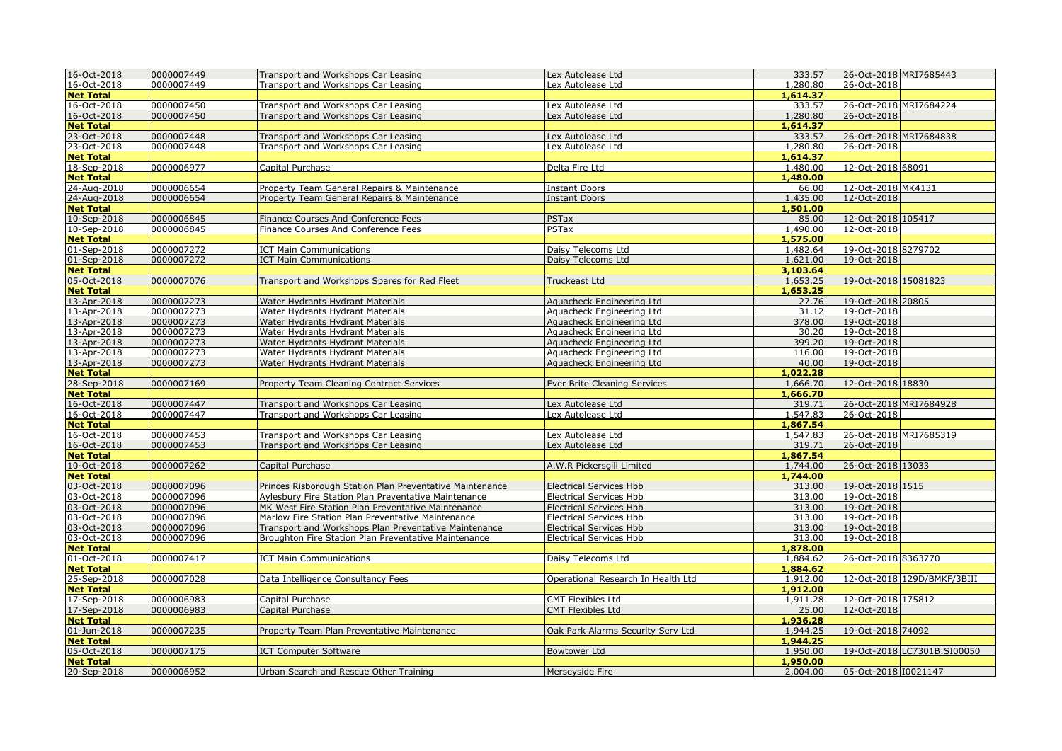| | | | | | | |
|---|---|---|---|---|---|---|
| 16-Oct-2018 | 0000007449 | Transport and Workshops Car Leasing | Lex Autolease Ltd | 333.57 | 26-Oct-2018 | MRI7685443 |
| 16-Oct-2018 | 0000007449 | Transport and Workshops Car Leasing | Lex Autolease Ltd | 1,280.80 | 26-Oct-2018 | |
| **Net Total** | | | | **1,614.37** | | |
| 16-Oct-2018 | 0000007450 | Transport and Workshops Car Leasing | Lex Autolease Ltd | 333.57 | 26-Oct-2018 | MRI7684224 |
| 16-Oct-2018 | 0000007450 | Transport and Workshops Car Leasing | Lex Autolease Ltd | 1,280.80 | 26-Oct-2018 | |
| **Net Total** | | | | **1,614.37** | | |
| 23-Oct-2018 | 0000007448 | Transport and Workshops Car Leasing | Lex Autolease Ltd | 333.57 | 26-Oct-2018 | MRI7684838 |
| 23-Oct-2018 | 0000007448 | Transport and Workshops Car Leasing | Lex Autolease Ltd | 1,280.80 | 26-Oct-2018 | |
| **Net Total** | | | | **1,614.37** | | |
| 18-Sep-2018 | 0000006977 | Capital Purchase | Delta Fire Ltd | 1,480.00 | 12-Oct-2018 | 68091 |
| **Net Total** | | | | **1,480.00** | | |
| 24-Aug-2018 | 0000006654 | Property Team General Repairs & Maintenance | Instant Doors | 66.00 | 12-Oct-2018 | MK4131 |
| 24-Aug-2018 | 0000006654 | Property Team General Repairs & Maintenance | Instant Doors | 1,435.00 | 12-Oct-2018 | |
| **Net Total** | | | | **1,501.00** | | |
| 10-Sep-2018 | 0000006845 | Finance Courses And Conference Fees | PSTax | 85.00 | 12-Oct-2018 | 105417 |
| 10-Sep-2018 | 0000006845 | Finance Courses And Conference Fees | PSTax | 1,490.00 | 12-Oct-2018 | |
| **Net Total** | | | | **1,575.00** | | |
| 01-Sep-2018 | 0000007272 | ICT Main Communications | Daisy Telecoms Ltd | 1,482.64 | 19-Oct-2018 | 8279702 |
| 01-Sep-2018 | 0000007272 | ICT Main Communications | Daisy Telecoms Ltd | 1,621.00 | 19-Oct-2018 | |
| **Net Total** | | | | **3,103.64** | | |
| 05-Oct-2018 | 0000007076 | Transport and Workshops Spares for Red Fleet | Truckeast Ltd | 1,653.25 | 19-Oct-2018 | 15081823 |
| **Net Total** | | | | **1,653.25** | | |
| 13-Apr-2018 | 0000007273 | Water Hydrants Hydrant Materials | Aquacheck Engineering Ltd | 27.76 | 19-Oct-2018 | 20805 |
| 13-Apr-2018 | 0000007273 | Water Hydrants Hydrant Materials | Aquacheck Engineering Ltd | 31.12 | 19-Oct-2018 | |
| 13-Apr-2018 | 0000007273 | Water Hydrants Hydrant Materials | Aquacheck Engineering Ltd | 378.00 | 19-Oct-2018 | |
| 13-Apr-2018 | 0000007273 | Water Hydrants Hydrant Materials | Aquacheck Engineering Ltd | 30.20 | 19-Oct-2018 | |
| 13-Apr-2018 | 0000007273 | Water Hydrants Hydrant Materials | Aquacheck Engineering Ltd | 399.20 | 19-Oct-2018 | |
| 13-Apr-2018 | 0000007273 | Water Hydrants Hydrant Materials | Aquacheck Engineering Ltd | 116.00 | 19-Oct-2018 | |
| 13-Apr-2018 | 0000007273 | Water Hydrants Hydrant Materials | Aquacheck Engineering Ltd | 40.00 | 19-Oct-2018 | |
| **Net Total** | | | | **1,022.28** | | |
| 28-Sep-2018 | 0000007169 | Property Team Cleaning Contract Services | Ever Brite Cleaning Services | 1,666.70 | 12-Oct-2018 | 18830 |
| **Net Total** | | | | **1,666.70** | | |
| 16-Oct-2018 | 0000007447 | Transport and Workshops Car Leasing | Lex Autolease Ltd | 319.71 | 26-Oct-2018 | MRI7684928 |
| 16-Oct-2018 | 0000007447 | Transport and Workshops Car Leasing | Lex Autolease Ltd | 1,547.83 | 26-Oct-2018 | |
| **Net Total** | | | | **1,867.54** | | |
| 16-Oct-2018 | 0000007453 | Transport and Workshops Car Leasing | Lex Autolease Ltd | 1,547.83 | 26-Oct-2018 | MRI7685319 |
| 16-Oct-2018 | 0000007453 | Transport and Workshops Car Leasing | Lex Autolease Ltd | 319.71 | 26-Oct-2018 | |
| **Net Total** | | | | **1,867.54** | | |
| 10-Oct-2018 | 0000007262 | Capital Purchase | A.W.R Pickersgill Limited | 1,744.00 | 26-Oct-2018 | 13033 |
| **Net Total** | | | | **1,744.00** | | |
| 03-Oct-2018 | 0000007096 | Princes Risborough Station Plan Preventative Maintenance | Electrical Services Hbb | 313.00 | 19-Oct-2018 | 1515 |
| 03-Oct-2018 | 0000007096 | Aylesbury Fire Station Plan Preventative Maintenance | Electrical Services Hbb | 313.00 | 19-Oct-2018 | |
| 03-Oct-2018 | 0000007096 | MK West Fire Station Plan Preventative Maintenance | Electrical Services Hbb | 313.00 | 19-Oct-2018 | |
| 03-Oct-2018 | 0000007096 | Marlow Fire Station Plan Preventative Maintenance | Electrical Services Hbb | 313.00 | 19-Oct-2018 | |
| 03-Oct-2018 | 0000007096 | Transport and Workshops Plan Preventative Maintenance | Electrical Services Hbb | 313.00 | 19-Oct-2018 | |
| 03-Oct-2018 | 0000007096 | Broughton Fire Station Plan Preventative Maintenance | Electrical Services Hbb | 313.00 | 19-Oct-2018 | |
| **Net Total** | | | | **1,878.00** | | |
| 01-Oct-2018 | 0000007417 | ICT Main Communications | Daisy Telecoms Ltd | 1,884.62 | 26-Oct-2018 | 8363770 |
| **Net Total** | | | | **1,884.62** | | |
| 25-Sep-2018 | 0000007028 | Data Intelligence Consultancy Fees | Operational Research In Health Ltd | 1,912.00 | 12-Oct-2018 | 129D/BMKF/3BIII |
| **Net Total** | | | | **1,912.00** | | |
| 17-Sep-2018 | 0000006983 | Capital Purchase | CMT Flexibles Ltd | 1,911.28 | 12-Oct-2018 | 175812 |
| 17-Sep-2018 | 0000006983 | Capital Purchase | CMT Flexibles Ltd | 25.00 | 12-Oct-2018 | |
| **Net Total** | | | | **1,936.28** | | |
| 01-Jun-2018 | 0000007235 | Property Team Plan Preventative Maintenance | Oak Park Alarms Security Serv Ltd | 1,944.25 | 19-Oct-2018 | 74092 |
| **Net Total** | | | | **1,944.25** | | |
| 05-Oct-2018 | 0000007175 | ICT Computer Software | Bowtower Ltd | 1,950.00 | 19-Oct-2018 | LC7301B:SI00050 |
| **Net Total** | | | | **1,950.00** | | |
| 20-Sep-2018 | 0000006952 | Urban Search and Rescue Other Training | Merseyside Fire | 2,004.00 | 05-Oct-2018 | I0021147 |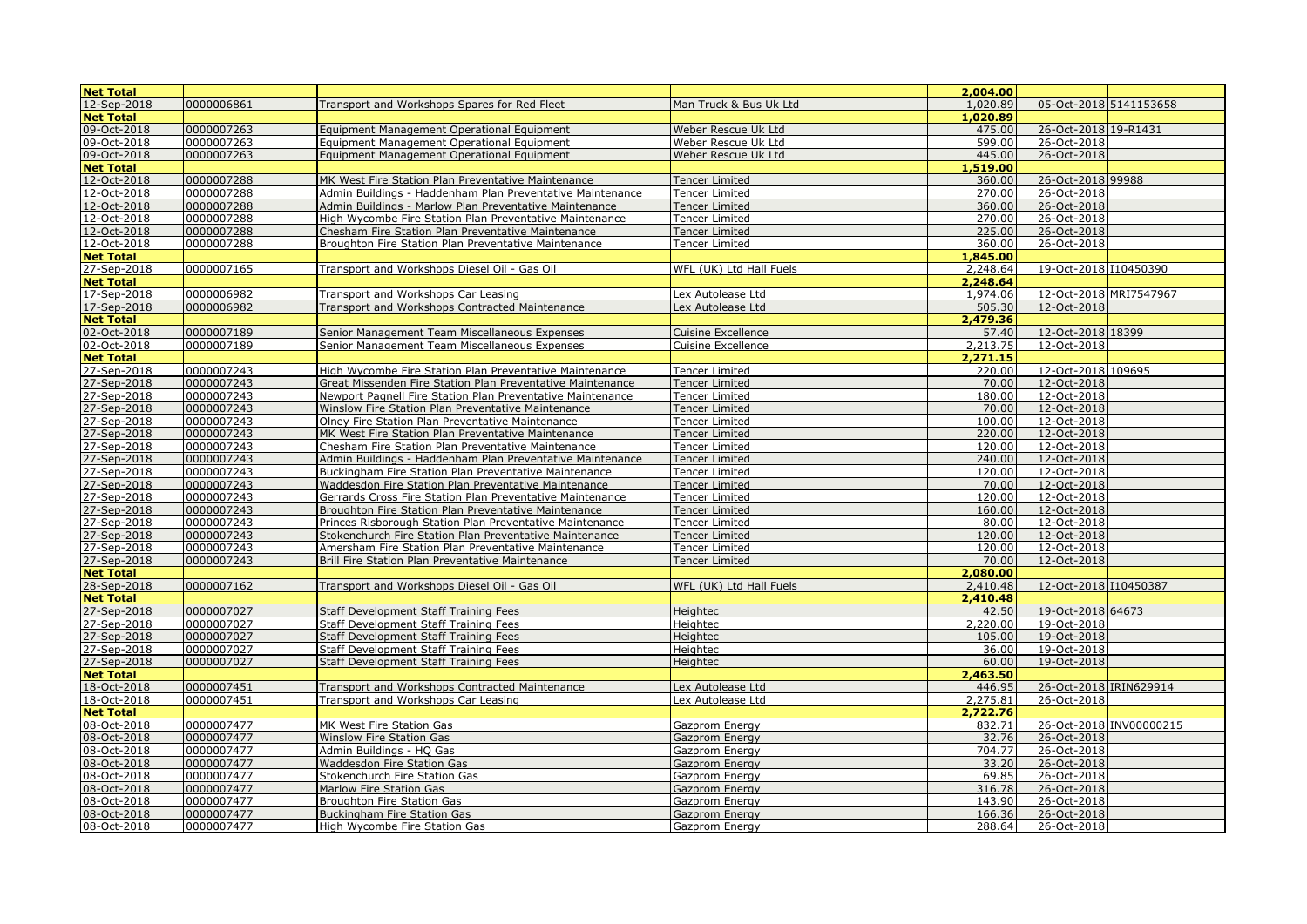| Net Total | | | | 2,004.00 | | |
|---|---|---|---|---|---|---|
| 12-Sep-2018 | 0000006861 | Transport and Workshops Spares for Red Fleet | Man Truck & Bus Uk Ltd | 1,020.89 | 05-Oct-2018 | 5141153658 |
| **Net Total** | | | | 1,020.89 | | |
| 09-Oct-2018 | 0000007263 | Equipment Management Operational Equipment | Weber Rescue Uk Ltd | 475.00 | 26-Oct-2018 | 19-R1431 |
| 09-Oct-2018 | 0000007263 | Equipment Management Operational Equipment | Weber Rescue Uk Ltd | 599.00 | 26-Oct-2018 | |
| 09-Oct-2018 | 0000007263 | Equipment Management Operational Equipment | Weber Rescue Uk Ltd | 445.00 | 26-Oct-2018 | |
| **Net Total** | | | | 1,519.00 | | |
| 12-Oct-2018 | 0000007288 | MK West Fire Station Plan Preventative Maintenance | Tencer Limited | 360.00 | 26-Oct-2018 | 99988 |
| 12-Oct-2018 | 0000007288 | Admin Buildings - Haddenham Plan Preventative Maintenance | Tencer Limited | 270.00 | 26-Oct-2018 | |
| 12-Oct-2018 | 0000007288 | Admin Buildings - Marlow Plan Preventative Maintenance | Tencer Limited | 360.00 | 26-Oct-2018 | |
| 12-Oct-2018 | 0000007288 | High Wycombe Fire Station Plan Preventative Maintenance | Tencer Limited | 270.00 | 26-Oct-2018 | |
| 12-Oct-2018 | 0000007288 | Chesham Fire Station Plan Preventative Maintenance | Tencer Limited | 225.00 | 26-Oct-2018 | |
| 12-Oct-2018 | 0000007288 | Broughton Fire Station Plan Preventative Maintenance | Tencer Limited | 360.00 | 26-Oct-2018 | |
| **Net Total** | | | | 1,845.00 | | |
| 27-Sep-2018 | 0000007165 | Transport and Workshops Diesel Oil - Gas Oil | WFL (UK) Ltd Hall Fuels | 2,248.64 | 19-Oct-2018 | I10450390 |
| **Net Total** | | | | 2,248.64 | | |
| 17-Sep-2018 | 0000006982 | Transport and Workshops Car Leasing | Lex Autolease Ltd | 1,974.06 | 12-Oct-2018 | MRI7547967 |
| 17-Sep-2018 | 0000006982 | Transport and Workshops Contracted Maintenance | Lex Autolease Ltd | 505.30 | 12-Oct-2018 | |
| **Net Total** | | | | 2,479.36 | | |
| 02-Oct-2018 | 0000007189 | Senior Management Team Miscellaneous Expenses | Cuisine Excellence | 57.40 | 12-Oct-2018 | 18399 |
| 02-Oct-2018 | 0000007189 | Senior Management Team Miscellaneous Expenses | Cuisine Excellence | 2,213.75 | 12-Oct-2018 | |
| **Net Total** | | | | 2,271.15 | | |
| 27-Sep-2018 | 0000007243 | High Wycombe Fire Station Plan Preventative Maintenance | Tencer Limited | 220.00 | 12-Oct-2018 | 109695 |
| 27-Sep-2018 | 0000007243 | Great Missenden Fire Station Plan Preventative Maintenance | Tencer Limited | 70.00 | 12-Oct-2018 | |
| 27-Sep-2018 | 0000007243 | Newport Pagnell Fire Station Plan Preventative Maintenance | Tencer Limited | 180.00 | 12-Oct-2018 | |
| 27-Sep-2018 | 0000007243 | Winslow Fire Station Plan Preventative Maintenance | Tencer Limited | 70.00 | 12-Oct-2018 | |
| 27-Sep-2018 | 0000007243 | Olney Fire Station Plan Preventative Maintenance | Tencer Limited | 100.00 | 12-Oct-2018 | |
| 27-Sep-2018 | 0000007243 | MK West Fire Station Plan Preventative Maintenance | Tencer Limited | 220.00 | 12-Oct-2018 | |
| 27-Sep-2018 | 0000007243 | Chesham Fire Station Plan Preventative Maintenance | Tencer Limited | 120.00 | 12-Oct-2018 | |
| 27-Sep-2018 | 0000007243 | Admin Buildings - Haddenham Plan Preventative Maintenance | Tencer Limited | 240.00 | 12-Oct-2018 | |
| 27-Sep-2018 | 0000007243 | Buckingham Fire Station Plan Preventative Maintenance | Tencer Limited | 120.00 | 12-Oct-2018 | |
| 27-Sep-2018 | 0000007243 | Waddesdon Fire Station Plan Preventative Maintenance | Tencer Limited | 70.00 | 12-Oct-2018 | |
| 27-Sep-2018 | 0000007243 | Gerrards Cross Fire Station Plan Preventative Maintenance | Tencer Limited | 120.00 | 12-Oct-2018 | |
| 27-Sep-2018 | 0000007243 | Broughton Fire Station Plan Preventative Maintenance | Tencer Limited | 160.00 | 12-Oct-2018 | |
| 27-Sep-2018 | 0000007243 | Princes Risborough Station Plan Preventative Maintenance | Tencer Limited | 80.00 | 12-Oct-2018 | |
| 27-Sep-2018 | 0000007243 | Stokenchurch Fire Station Plan Preventative Maintenance | Tencer Limited | 120.00 | 12-Oct-2018 | |
| 27-Sep-2018 | 0000007243 | Amersham Fire Station Plan Preventative Maintenance | Tencer Limited | 120.00 | 12-Oct-2018 | |
| 27-Sep-2018 | 0000007243 | Brill Fire Station Plan Preventative Maintenance | Tencer Limited | 70.00 | 12-Oct-2018 | |
| **Net Total** | | | | 2,080.00 | | |
| 28-Sep-2018 | 0000007162 | Transport and Workshops Diesel Oil - Gas Oil | WFL (UK) Ltd Hall Fuels | 2,410.48 | 12-Oct-2018 | I10450387 |
| **Net Total** | | | | 2,410.48 | | |
| 27-Sep-2018 | 0000007027 | Staff Development Staff Training Fees | Heightec | 42.50 | 19-Oct-2018 | 64673 |
| 27-Sep-2018 | 0000007027 | Staff Development Staff Training Fees | Heightec | 2,220.00 | 19-Oct-2018 | |
| 27-Sep-2018 | 0000007027 | Staff Development Staff Training Fees | Heightec | 105.00 | 19-Oct-2018 | |
| 27-Sep-2018 | 0000007027 | Staff Development Staff Training Fees | Heightec | 36.00 | 19-Oct-2018 | |
| 27-Sep-2018 | 0000007027 | Staff Development Staff Training Fees | Heightec | 60.00 | 19-Oct-2018 | |
| **Net Total** | | | | 2,463.50 | | |
| 18-Oct-2018 | 0000007451 | Transport and Workshops Contracted Maintenance | Lex Autolease Ltd | 446.95 | 26-Oct-2018 | IRIN629914 |
| 18-Oct-2018 | 0000007451 | Transport and Workshops Car Leasing | Lex Autolease Ltd | 2,275.81 | 26-Oct-2018 | |
| **Net Total** | | | | 2,722.76 | | |
| 08-Oct-2018 | 0000007477 | MK West Fire Station Gas | Gazprom Energy | 832.71 | 26-Oct-2018 | INV00000215 |
| 08-Oct-2018 | 0000007477 | Winslow Fire Station Gas | Gazprom Energy | 32.76 | 26-Oct-2018 | |
| 08-Oct-2018 | 0000007477 | Admin Buildings - HQ Gas | Gazprom Energy | 704.77 | 26-Oct-2018 | |
| 08-Oct-2018 | 0000007477 | Waddesdon Fire Station Gas | Gazprom Energy | 33.20 | 26-Oct-2018 | |
| 08-Oct-2018 | 0000007477 | Stokenchurch Fire Station Gas | Gazprom Energy | 69.85 | 26-Oct-2018 | |
| 08-Oct-2018 | 0000007477 | Marlow Fire Station Gas | Gazprom Energy | 316.78 | 26-Oct-2018 | |
| 08-Oct-2018 | 0000007477 | Broughton Fire Station Gas | Gazprom Energy | 143.90 | 26-Oct-2018 | |
| 08-Oct-2018 | 0000007477 | Buckingham Fire Station Gas | Gazprom Energy | 166.36 | 26-Oct-2018 | |
| 08-Oct-2018 | 0000007477 | High Wycombe Fire Station Gas | Gazprom Energy | 288.64 | 26-Oct-2018 | |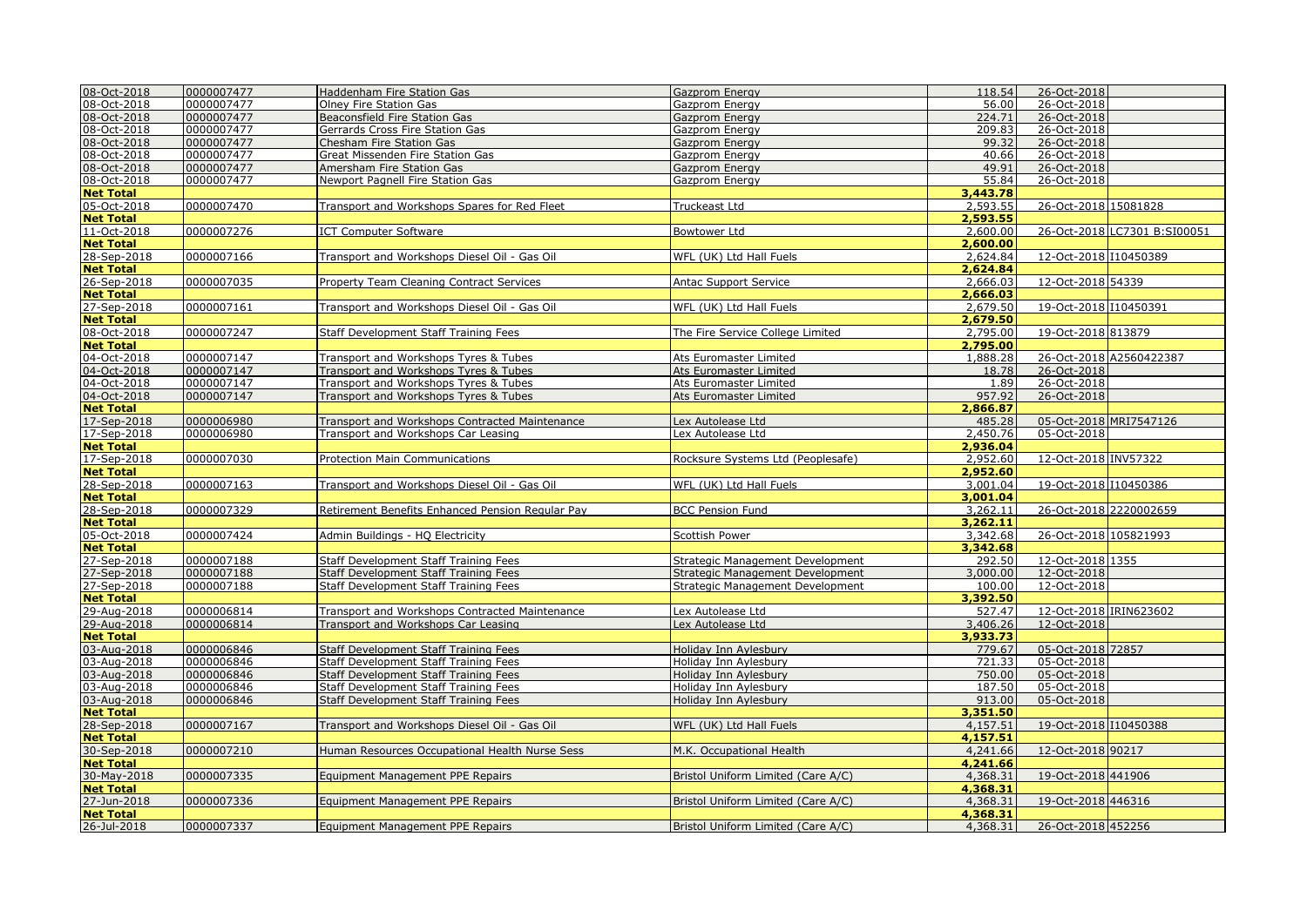| | | | | | | |
|---|---|---|---|---|---|---|
| 08-Oct-2018 | 0000007477 | Haddenham Fire Station Gas | Gazprom Energy | 118.54 | 26-Oct-2018 | |
| 08-Oct-2018 | 0000007477 | Olney Fire Station Gas | Gazprom Energy | 56.00 | 26-Oct-2018 | |
| 08-Oct-2018 | 0000007477 | Beaconsfield Fire Station Gas | Gazprom Energy | 224.71 | 26-Oct-2018 | |
| 08-Oct-2018 | 0000007477 | Gerrards Cross Fire Station Gas | Gazprom Energy | 209.83 | 26-Oct-2018 | |
| 08-Oct-2018 | 0000007477 | Chesham Fire Station Gas | Gazprom Energy | 99.32 | 26-Oct-2018 | |
| 08-Oct-2018 | 0000007477 | Great Missenden Fire Station Gas | Gazprom Energy | 40.66 | 26-Oct-2018 | |
| 08-Oct-2018 | 0000007477 | Amersham Fire Station Gas | Gazprom Energy | 49.91 | 26-Oct-2018 | |
| 08-Oct-2018 | 0000007477 | Newport Pagnell Fire Station Gas | Gazprom Energy | 55.84 | 26-Oct-2018 | |
| **Net Total** | | | | **3,443.78** | | |
| 05-Oct-2018 | 0000007470 | Transport and Workshops Spares for Red Fleet | Truckeast Ltd | 2,593.55 | 26-Oct-2018 | 15081828 |
| **Net Total** | | | | **2,593.55** | | |
| 11-Oct-2018 | 0000007276 | ICT Computer Software | Bowtower Ltd | 2,600.00 | 26-Oct-2018 | LC7301 B:SI00051 |
| **Net Total** | | | | **2,600.00** | | |
| 28-Sep-2018 | 0000007166 | Transport and Workshops Diesel Oil - Gas Oil | WFL (UK) Ltd Hall Fuels | 2,624.84 | 12-Oct-2018 | I10450389 |
| **Net Total** | | | | **2,624.84** | | |
| 26-Sep-2018 | 0000007035 | Property Team Cleaning Contract Services | Antac Support Service | 2,666.03 | 12-Oct-2018 | 54339 |
| **Net Total** | | | | **2,666.03** | | |
| 27-Sep-2018 | 0000007161 | Transport and Workshops Diesel Oil - Gas Oil | WFL (UK) Ltd Hall Fuels | 2,679.50 | 19-Oct-2018 | I10450391 |
| **Net Total** | | | | **2,679.50** | | |
| 08-Oct-2018 | 0000007247 | Staff Development Staff Training Fees | The Fire Service College Limited | 2,795.00 | 19-Oct-2018 | 813879 |
| **Net Total** | | | | **2,795.00** | | |
| 04-Oct-2018 | 0000007147 | Transport and Workshops Tyres & Tubes | Ats Euromaster Limited | 1,888.28 | 26-Oct-2018 | A2560422387 |
| 04-Oct-2018 | 0000007147 | Transport and Workshops Tyres & Tubes | Ats Euromaster Limited | 18.78 | 26-Oct-2018 | |
| 04-Oct-2018 | 0000007147 | Transport and Workshops Tyres & Tubes | Ats Euromaster Limited | 1.89 | 26-Oct-2018 | |
| 04-Oct-2018 | 0000007147 | Transport and Workshops Tyres & Tubes | Ats Euromaster Limited | 957.92 | 26-Oct-2018 | |
| **Net Total** | | | | **2,866.87** | | |
| 17-Sep-2018 | 0000006980 | Transport and Workshops Contracted Maintenance | Lex Autolease Ltd | 485.28 | 05-Oct-2018 | MRI7547126 |
| 17-Sep-2018 | 0000006980 | Transport and Workshops Car Leasing | Lex Autolease Ltd | 2,450.76 | 05-Oct-2018 | |
| **Net Total** | | | | **2,936.04** | | |
| 17-Sep-2018 | 0000007030 | Protection Main Communications | Rocksure Systems Ltd (Peoplesafe) | 2,952.60 | 12-Oct-2018 | INV57322 |
| **Net Total** | | | | **2,952.60** | | |
| 28-Sep-2018 | 0000007163 | Transport and Workshops Diesel Oil - Gas Oil | WFL (UK) Ltd Hall Fuels | 3,001.04 | 19-Oct-2018 | I10450386 |
| **Net Total** | | | | **3,001.04** | | |
| 28-Sep-2018 | 0000007329 | Retirement Benefits Enhanced Pension Regular Pay | BCC Pension Fund | 3,262.11 | 26-Oct-2018 | 2220002659 |
| **Net Total** | | | | **3,262.11** | | |
| 05-Oct-2018 | 0000007424 | Admin Buildings - HQ Electricity | Scottish Power | 3,342.68 | 26-Oct-2018 | 105821993 |
| **Net Total** | | | | **3,342.68** | | |
| 27-Sep-2018 | 0000007188 | Staff Development Staff Training Fees | Strategic Management Development | 292.50 | 12-Oct-2018 | 1355 |
| 27-Sep-2018 | 0000007188 | Staff Development Staff Training Fees | Strategic Management Development | 3,000.00 | 12-Oct-2018 | |
| 27-Sep-2018 | 0000007188 | Staff Development Staff Training Fees | Strategic Management Development | 100.00 | 12-Oct-2018 | |
| **Net Total** | | | | **3,392.50** | | |
| 29-Aug-2018 | 0000006814 | Transport and Workshops Contracted Maintenance | Lex Autolease Ltd | 527.47 | 12-Oct-2018 | IRIN623602 |
| 29-Aug-2018 | 0000006814 | Transport and Workshops Car Leasing | Lex Autolease Ltd | 3,406.26 | 12-Oct-2018 | |
| **Net Total** | | | | **3,933.73** | | |
| 03-Aug-2018 | 0000006846 | Staff Development Staff Training Fees | Holiday Inn Aylesbury | 779.67 | 05-Oct-2018 | 72857 |
| 03-Aug-2018 | 0000006846 | Staff Development Staff Training Fees | Holiday Inn Aylesbury | 721.33 | 05-Oct-2018 | |
| 03-Aug-2018 | 0000006846 | Staff Development Staff Training Fees | Holiday Inn Aylesbury | 750.00 | 05-Oct-2018 | |
| 03-Aug-2018 | 0000006846 | Staff Development Staff Training Fees | Holiday Inn Aylesbury | 187.50 | 05-Oct-2018 | |
| 03-Aug-2018 | 0000006846 | Staff Development Staff Training Fees | Holiday Inn Aylesbury | 913.00 | 05-Oct-2018 | |
| **Net Total** | | | | **3,351.50** | | |
| 28-Sep-2018 | 0000007167 | Transport and Workshops Diesel Oil - Gas Oil | WFL (UK) Ltd Hall Fuels | 4,157.51 | 19-Oct-2018 | I10450388 |
| **Net Total** | | | | **4,157.51** | | |
| 30-Sep-2018 | 0000007210 | Human Resources Occupational Health Nurse Sess | M.K. Occupational Health | 4,241.66 | 12-Oct-2018 | 90217 |
| **Net Total** | | | | **4,241.66** | | |
| 30-May-2018 | 0000007335 | Equipment Management PPE Repairs | Bristol Uniform Limited (Care A/C) | 4,368.31 | 19-Oct-2018 | 441906 |
| **Net Total** | | | | **4,368.31** | | |
| 27-Jun-2018 | 0000007336 | Equipment Management PPE Repairs | Bristol Uniform Limited (Care A/C) | 4,368.31 | 19-Oct-2018 | 446316 |
| **Net Total** | | | | **4,368.31** | | |
| 26-Jul-2018 | 0000007337 | Equipment Management PPE Repairs | Bristol Uniform Limited (Care A/C) | 4,368.31 | 26-Oct-2018 | 452256 |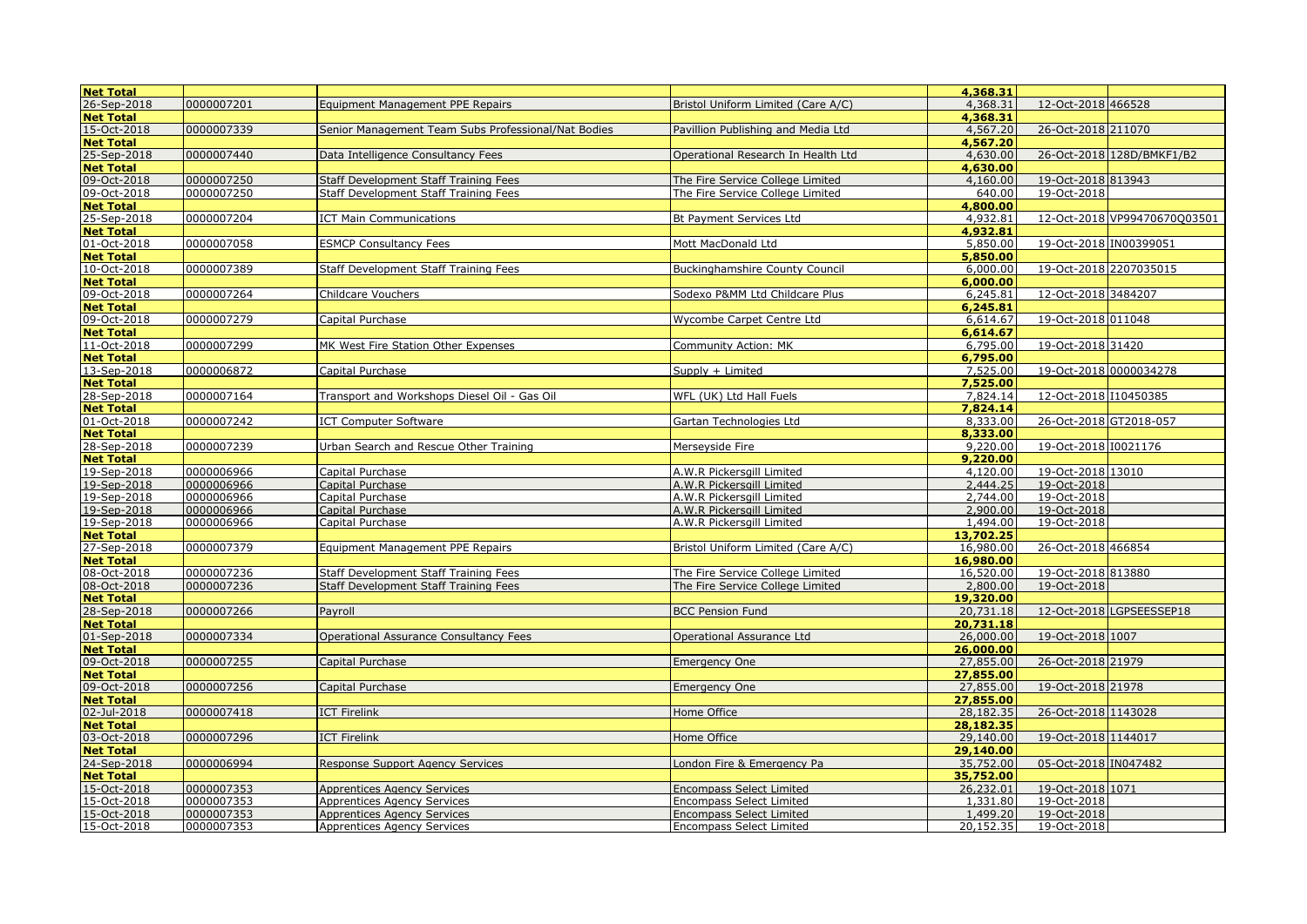| Net Total | | | | 4,368.31 | | |
|---|---|---|---|---|---|---|
| 26-Sep-2018 | 0000007201 | Equipment Management PPE Repairs | Bristol Uniform Limited (Care A/C) | 4,368.31 | 12-Oct-2018 | 466528 |
| **Net Total** | | | | **4,368.31** | | |
| 15-Oct-2018 | 0000007339 | Senior Management Team Subs Professional/Nat Bodies | Pavillion Publishing and Media Ltd | 4,567.20 | 26-Oct-2018 | 211070 |
| **Net Total** | | | | **4,567.20** | | |
| 25-Sep-2018 | 0000007440 | Data Intelligence Consultancy Fees | Operational Research In Health Ltd | 4,630.00 | 26-Oct-2018 | 128D/BMKF1/B2 |
| **Net Total** | | | | **4,630.00** | | |
| 09-Oct-2018 | 0000007250 | Staff Development Staff Training Fees | The Fire Service College Limited | 4,160.00 | 19-Oct-2018 | 813943 |
| 09-Oct-2018 | 0000007250 | Staff Development Staff Training Fees | The Fire Service College Limited | 640.00 | 19-Oct-2018 | |
| **Net Total** | | | | **4,800.00** | | |
| 25-Sep-2018 | 0000007204 | ICT Main Communications | Bt Payment Services Ltd | 4,932.81 | 12-Oct-2018 | VP99470670Q03501 |
| **Net Total** | | | | **4,932.81** | | |
| 01-Oct-2018 | 0000007058 | ESMCP Consultancy Fees | Mott MacDonald Ltd | 5,850.00 | 19-Oct-2018 | IN00399051 |
| **Net Total** | | | | **5,850.00** | | |
| 10-Oct-2018 | 0000007389 | Staff Development Staff Training Fees | Buckinghamshire County Council | 6,000.00 | 19-Oct-2018 | 2207035015 |
| **Net Total** | | | | **6,000.00** | | |
| 09-Oct-2018 | 0000007264 | Childcare Vouchers | Sodexo P&MM Ltd Childcare Plus | 6,245.81 | 12-Oct-2018 | 3484207 |
| **Net Total** | | | | **6,245.81** | | |
| 09-Oct-2018 | 0000007279 | Capital Purchase | Wycombe Carpet Centre Ltd | 6,614.67 | 19-Oct-2018 | 011048 |
| **Net Total** | | | | **6,614.67** | | |
| 11-Oct-2018 | 0000007299 | MK West Fire Station Other Expenses | Community Action: MK | 6,795.00 | 19-Oct-2018 | 31420 |
| **Net Total** | | | | **6,795.00** | | |
| 13-Sep-2018 | 0000006872 | Capital Purchase | Supply + Limited | 7,525.00 | 19-Oct-2018 | 0000034278 |
| **Net Total** | | | | **7,525.00** | | |
| 28-Sep-2018 | 0000007164 | Transport and Workshops Diesel Oil - Gas Oil | WFL (UK) Ltd Hall Fuels | 7,824.14 | 12-Oct-2018 | I10450385 |
| **Net Total** | | | | **7,824.14** | | |
| 01-Oct-2018 | 0000007242 | ICT Computer Software | Gartan Technologies Ltd | 8,333.00 | 26-Oct-2018 | GT2018-057 |
| **Net Total** | | | | **8,333.00** | | |
| 28-Sep-2018 | 0000007239 | Urban Search and Rescue Other Training | Merseyside Fire | 9,220.00 | 19-Oct-2018 | I0021176 |
| **Net Total** | | | | **9,220.00** | | |
| 19-Sep-2018 | 0000006966 | Capital Purchase | A.W.R Pickersgill Limited | 4,120.00 | 19-Oct-2018 | 13010 |
| 19-Sep-2018 | 0000006966 | Capital Purchase | A.W.R Pickersgill Limited | 2,444.25 | 19-Oct-2018 | |
| 19-Sep-2018 | 0000006966 | Capital Purchase | A.W.R Pickersgill Limited | 2,744.00 | 19-Oct-2018 | |
| 19-Sep-2018 | 0000006966 | Capital Purchase | A.W.R Pickersgill Limited | 2,900.00 | 19-Oct-2018 | |
| 19-Sep-2018 | 0000006966 | Capital Purchase | A.W.R Pickersgill Limited | 1,494.00 | 19-Oct-2018 | |
| **Net Total** | | | | **13,702.25** | | |
| 27-Sep-2018 | 0000007379 | Equipment Management PPE Repairs | Bristol Uniform Limited (Care A/C) | 16,980.00 | 26-Oct-2018 | 466854 |
| **Net Total** | | | | **16,980.00** | | |
| 08-Oct-2018 | 0000007236 | Staff Development Staff Training Fees | The Fire Service College Limited | 16,520.00 | 19-Oct-2018 | 813880 |
| 08-Oct-2018 | 0000007236 | Staff Development Staff Training Fees | The Fire Service College Limited | 2,800.00 | 19-Oct-2018 | |
| **Net Total** | | | | **19,320.00** | | |
| 28-Sep-2018 | 0000007266 | Payroll | BCC Pension Fund | 20,731.18 | 12-Oct-2018 | LGPSEESSEP18 |
| **Net Total** | | | | **20,731.18** | | |
| 01-Sep-2018 | 0000007334 | Operational Assurance Consultancy Fees | Operational Assurance Ltd | 26,000.00 | 19-Oct-2018 | 1007 |
| **Net Total** | | | | **26,000.00** | | |
| 09-Oct-2018 | 0000007255 | Capital Purchase | Emergency One | 27,855.00 | 26-Oct-2018 | 21979 |
| **Net Total** | | | | **27,855.00** | | |
| 09-Oct-2018 | 0000007256 | Capital Purchase | Emergency One | 27,855.00 | 19-Oct-2018 | 21978 |
| **Net Total** | | | | **27,855.00** | | |
| 02-Jul-2018 | 0000007418 | ICT Firelink | Home Office | 28,182.35 | 26-Oct-2018 | 1143028 |
| **Net Total** | | | | **28,182.35** | | |
| 03-Oct-2018 | 0000007296 | ICT Firelink | Home Office | 29,140.00 | 19-Oct-2018 | 1144017 |
| **Net Total** | | | | **29,140.00** | | |
| 24-Sep-2018 | 0000006994 | Response Support Agency Services | London Fire & Emergency Pa | 35,752.00 | 05-Oct-2018 | IN047482 |
| **Net Total** | | | | **35,752.00** | | |
| 15-Oct-2018 | 0000007353 | Apprentices Agency Services | Encompass Select Limited | 26,232.01 | 19-Oct-2018 | 1071 |
| 15-Oct-2018 | 0000007353 | Apprentices Agency Services | Encompass Select Limited | 1,331.80 | 19-Oct-2018 | |
| 15-Oct-2018 | 0000007353 | Apprentices Agency Services | Encompass Select Limited | 1,499.20 | 19-Oct-2018 | |
| 15-Oct-2018 | 0000007353 | Apprentices Agency Services | Encompass Select Limited | 20,152.35 | 19-Oct-2018 | |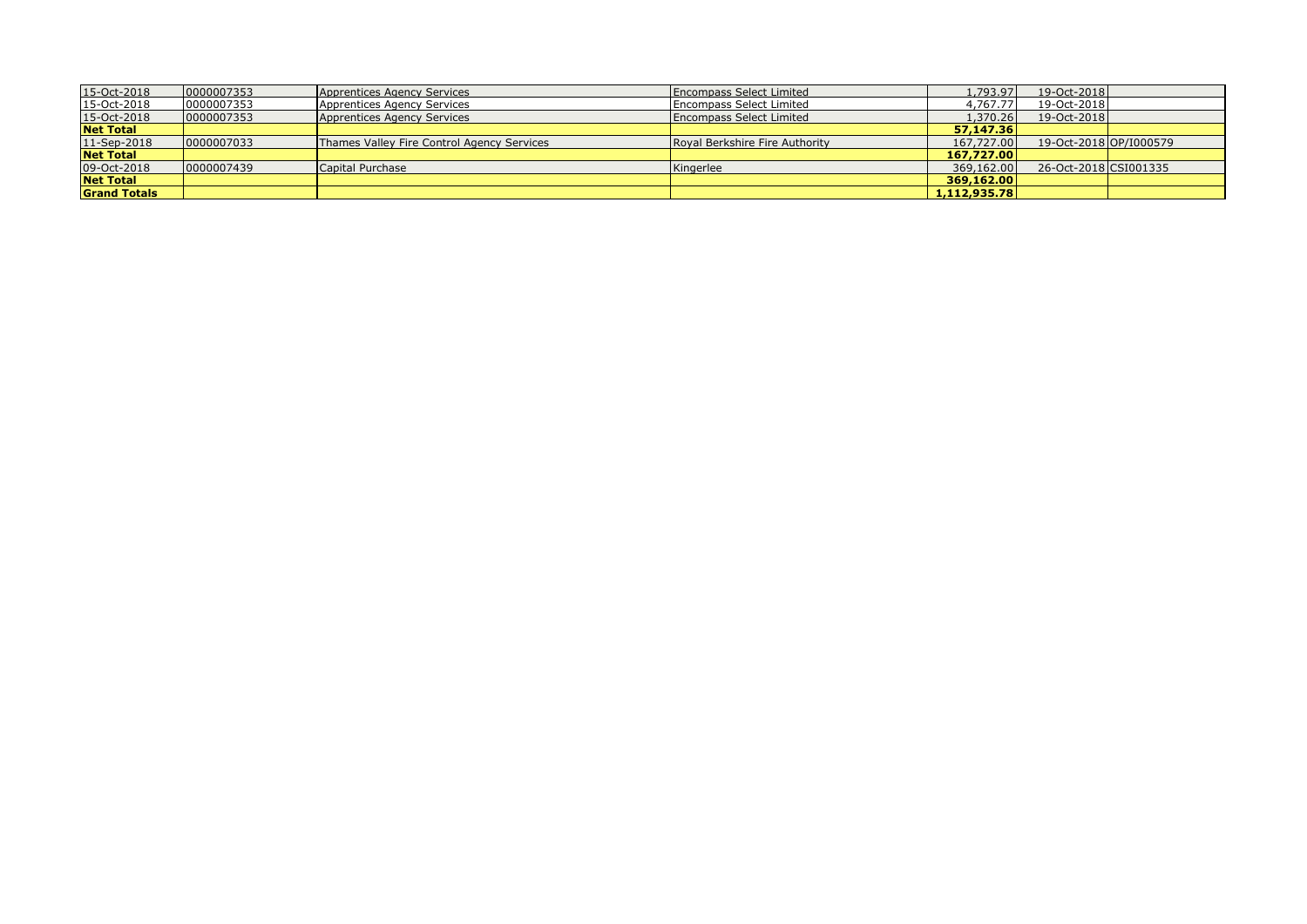| | | | | | | |
|---|---|---|---|---|---|---|
| 15-Oct-2018 | 0000007353 | Apprentices Agency Services | Encompass Select Limited | 1,793.97 | 19-Oct-2018 | |
| 15-Oct-2018 | 0000007353 | Apprentices Agency Services | Encompass Select Limited | 4,767.77 | 19-Oct-2018 | |
| 15-Oct-2018 | 0000007353 | Apprentices Agency Services | Encompass Select Limited | 1,370.26 | 19-Oct-2018 | |
| **Net Total** | | | | **57,147.36** | | |
| 11-Sep-2018 | 0000007033 | Thames Valley Fire Control Agency Services | Royal Berkshire Fire Authority | 167,727.00 | 19-Oct-2018 | OP/I000579 |
| **Net Total** | | | | **167,727.00** | | |
| 09-Oct-2018 | 0000007439 | Capital Purchase | Kingerlee | 369,162.00 | 26-Oct-2018 | CSI001335 |
| **Net Total** | | | | **369,162.00** | | |
| **Grand Totals** | | | | **1,112,935.78** | | |